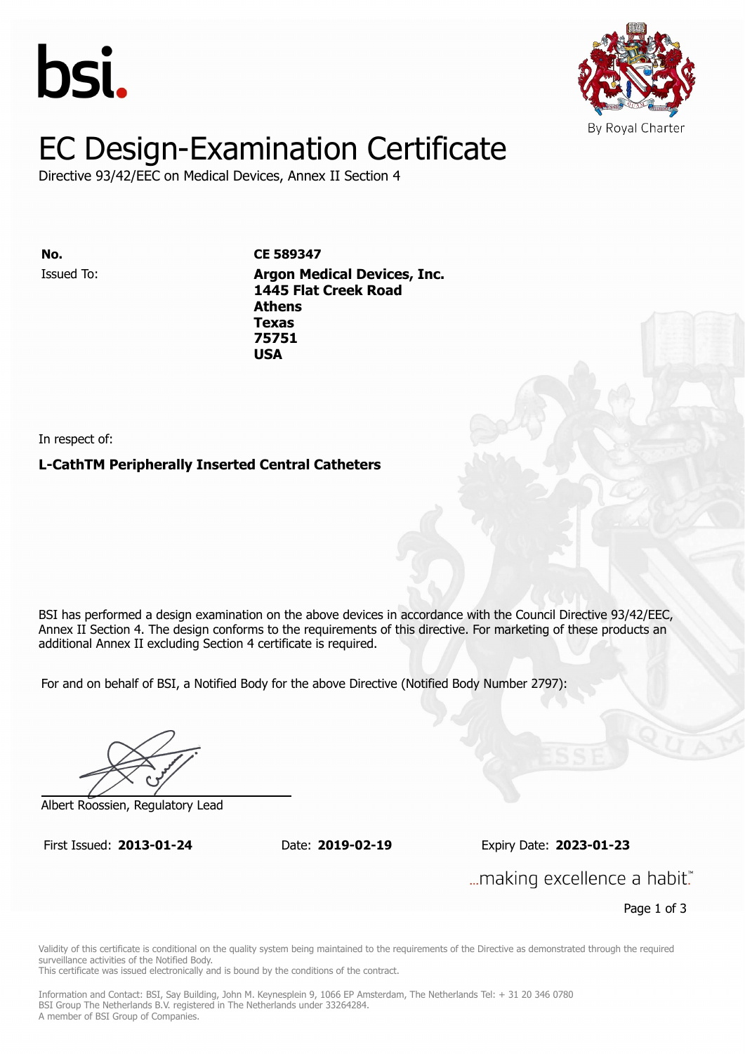bsi.

By Royal Charter

# EC Design-Examination Certificate

Directive 93/42/EEC on Medical Devices, Annex II Section 4

**No.** **CE 589347**

Issued To: **Argon Medical Devices, Inc.**
**1445 Flat Creek Road**
**Athens**
**Texas**
**75751**
**USA**

In respect of:

**L-CathTM Peripherally Inserted Central Catheters**

BSI has performed a design examination on the above devices in accordance with the Council Directive 93/42/EEC, Annex II Section 4. The design conforms to the requirements of this directive. For marketing of these products an additional Annex II excluding Section 4 certificate is required.

For and on behalf of BSI, a Notified Body for the above Directive (Notified Body Number 2797):

Albert Roossien, Regulatory Lead

First Issued: **2013-01-24** Date: **2019-02-19** Expiry Date: **2023-01-23**

...making excellence a habit.™

Validity of this certificate is conditional on the quality system being maintained to the requirements of the Directive as demonstrated through the required surveillance activities of the Notified Body.
This certificate was issued electronically and is bound by the conditions of the contract.

Information and Contact: BSI, Say Building, John M. Keynesplein 9, 1066 EP Amsterdam, The Netherlands Tel: + 31 20 346 0780
BSI Group The Netherlands B.V. registered in The Netherlands under 33264284.
A member of BSI Group of Companies.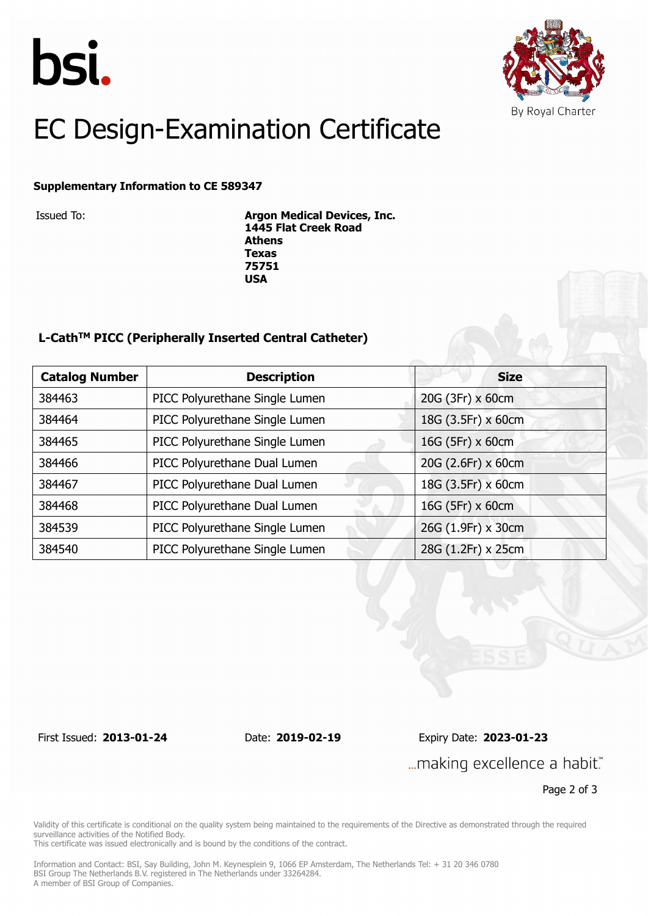bsi.

By Royal Charter

# EC Design-Examination Certificate

**Supplementary Information to CE 589347**

Issued To: **Argon Medical Devices, Inc.**
**1445 Flat Creek Road**
**Athens**
**Texas**
**75751**
**USA**

### L-Cath$^{TM}$ PICC (Peripherally Inserted Central Catheter)

| Catalog Number | Description | Size |
|---|---|---|
| 384463 | PICC Polyurethane Single Lumen | 20G (3Fr) x 60cm |
| 384464 | PICC Polyurethane Single Lumen | 18G (3.5Fr) x 60cm |
| 384465 | PICC Polyurethane Single Lumen | 16G (5Fr) x 60cm |
| 384466 | PICC Polyurethane Dual Lumen | 20G (2.6Fr) x 60cm |
| 384467 | PICC Polyurethane Dual Lumen | 18G (3.5Fr) x 60cm |
| 384468 | PICC Polyurethane Dual Lumen | 16G (5Fr) x 60cm |
| 384539 | PICC Polyurethane Single Lumen | 26G (1.9Fr) x 30cm |
| 384540 | PICC Polyurethane Single Lumen | 28G (1.2Fr) x 25cm |

First Issued: **2013-01-24** Date: **2019-02-19** Expiry Date: **2023-01-23**

...making excellence a habit.™

Validity of this certificate is conditional on the quality system being maintained to the requirements of the Directive as demonstrated through the required surveillance activities of the Notified Body.
This certificate was issued electronically and is bound by the conditions of the contract.

Information and Contact: BSI, Say Building, John M. Keynesplein 9, 1066 EP Amsterdam, The Netherlands Tel: + 31 20 346 0780
BSI Group The Netherlands B.V. registered in The Netherlands under 33264284.
A member of BSI Group of Companies.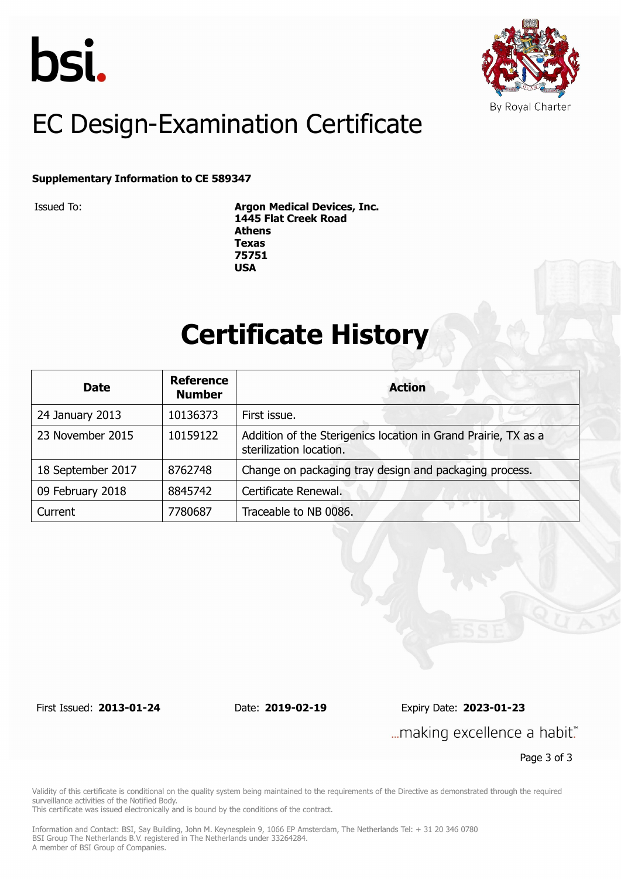bsi.

By Royal Charter

# EC Design-Examination Certificate

**Supplementary Information to CE 589347**

Issued To: **Argon Medical Devices, Inc.**
**1445 Flat Creek Road**
**Athens**
**Texas**
**75751**
**USA**

# Certificate History

| Date | Reference Number | Action |
|---|---|---|
| 24 January 2013 | 10136373 | First issue. |
| 23 November 2015 | 10159122 | Addition of the Sterigenics location in Grand Prairie, TX as a sterilization location. |
| 18 September 2017 | 8762748 | Change on packaging tray design and packaging process. |
| 09 February 2018 | 8845742 | Certificate Renewal. |
| Current | 7780687 | Traceable to NB 0086. |

First Issued: **2013-01-24** Date: **2019-02-19** Expiry Date: **2023-01-23**

...making excellence a habit.™

Validity of this certificate is conditional on the quality system being maintained to the requirements of the Directive as demonstrated through the required surveillance activities of the Notified Body.
This certificate was issued electronically and is bound by the conditions of the contract.

Information and Contact: BSI, Say Building, John M. Keynesplein 9, 1066 EP Amsterdam, The Netherlands Tel: + 31 20 346 0780
BSI Group The Netherlands B.V. registered in The Netherlands under 33264284.
A member of BSI Group of Companies.